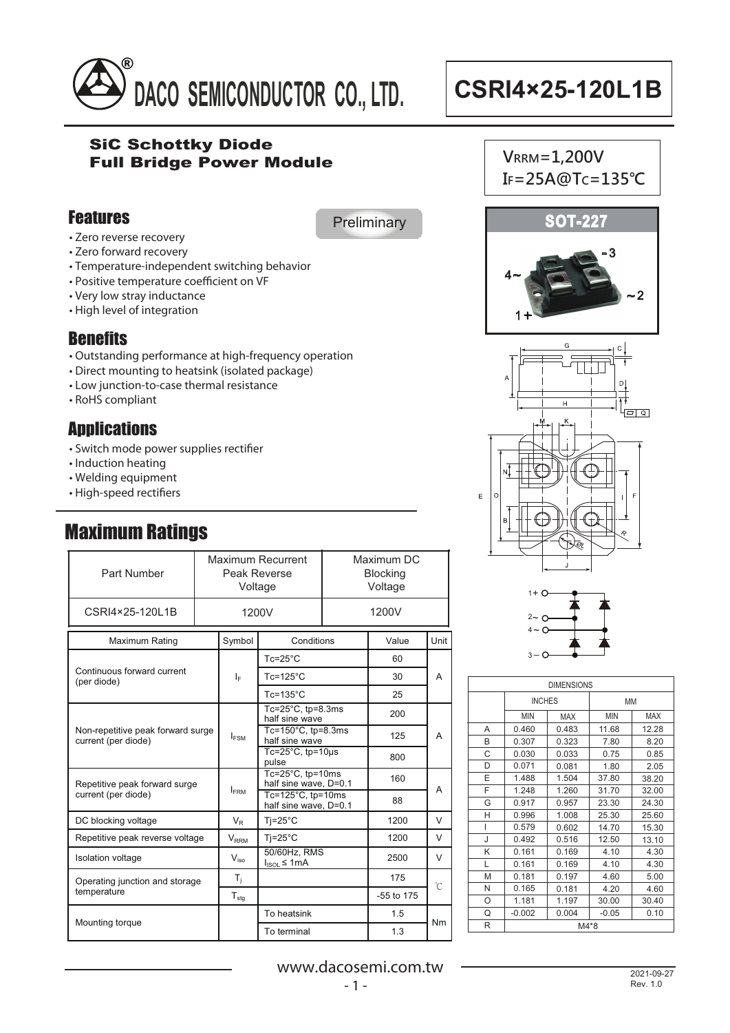# DACO SEMICONDUCTOR CO., LTD.

# CSRI4×25-120L1B

## SiC Schottky Diode
## Full Bridge Power Module

$V_{RRM}$=1,200V
$I_F$=25A@$T_C$=135℃

## Features

Preliminary

- Zero reverse recovery
- Zero forward recovery
- Temperature-independent switching behavior
- Positive temperature coefficient on VF
- Very low stray inductance
- High level of integration

## Benefits

- Outstanding performance at high-frequency operation
- Direct mounting to heatsink (isolated package)
- Low junction-to-case thermal resistance
- RoHS compliant

## Applications

- Switch mode power supplies rectifier
- Induction heating
- Welding equipment
- High-speed rectifiers

SOT-227

## Maximum Ratings

| Part Number | Maximum Recurrent Peak Reverse Voltage | Maximum DC Blocking Voltage |
|---|---|---|
| CSRI4×25-120L1B | 1200V | 1200V |

| Maximum Rating | Symbol | Conditions | Value | Unit |
|---|---|---|---|---|
| Continuous forward current (per diode) | $I_F$ | Tc=25°C | 60 | A |
| | | Tc=125°C | 30 | |
| | | Tc=135°C | 25 | |
| Non-repetitive peak forward surge current (per diode) | $I_{FSM}$ | Tc=25°C, tp=8.3ms half sine wave | 200 | A |
| | | Tc=150°C, tp=8.3ms half sine wave | 125 | |
| | | Tc=25°C, tp=10μs pulse | 800 | |
| Repetitive peak forward surge current (per diode) | $I_{FRM}$ | Tc=25°C, tp=10ms half sine wave, D=0.1 | 160 | A |
| | | Tc=125°C, tp=10ms half sine wave, D=0.1 | 88 | |
| DC blocking voltage | $V_R$ | Tj=25°C | 1200 | V |
| Repetitive peak reverse voltage | $V_{RRM}$ | Tj=25°C | 1200 | V |
| Isolation voltage | $V_{iso}$ | 50/60Hz, RMS $I_{ISOL}$ ≤ 1mA | 2500 | V |
| Operating junction and storage temperature | $T_j$ | | 175 | ℃ |
| | $T_{stg}$ | | -55 to 175 | |
| Mounting torque | | To heatsink | 1.5 | Nm |
| | | To terminal | 1.3 | |

| DIMENSIONS | INCHES | | MM | |
|---|---|---|---|---|
| | MIN | MAX | MIN | MAX |
| A | 0.460 | 0.483 | 11.68 | 12.28 |
| B | 0.307 | 0.323 | 7.80 | 8.20 |
| C | 0.030 | 0.033 | 0.75 | 0.85 |
| D | 0.071 | 0.081 | 1.80 | 2.05 |
| E | 1.488 | 1.504 | 37.80 | 38.20 |
| F | 1.248 | 1.260 | 31.70 | 32.00 |
| G | 0.917 | 0.957 | 23.30 | 24.30 |
| H | 0.996 | 1.008 | 25.30 | 25.60 |
| I | 0.579 | 0.602 | 14.70 | 15.30 |
| J | 0.492 | 0.516 | 12.50 | 13.10 |
| K | 0.161 | 0.169 | 4.10 | 4.30 |
| L | 0.161 | 0.169 | 4.10 | 4.30 |
| M | 0.181 | 0.197 | 4.60 | 5.00 |
| N | 0.165 | 0.181 | 4.20 | 4.60 |
| O | 1.181 | 1.197 | 30.00 | 30.40 |
| Q | -0.002 | 0.004 | -0.05 | 0.10 |
| R | M4*8 | | | |

www.dacosemi.com.tw

2021-09-27
Rev. 1.0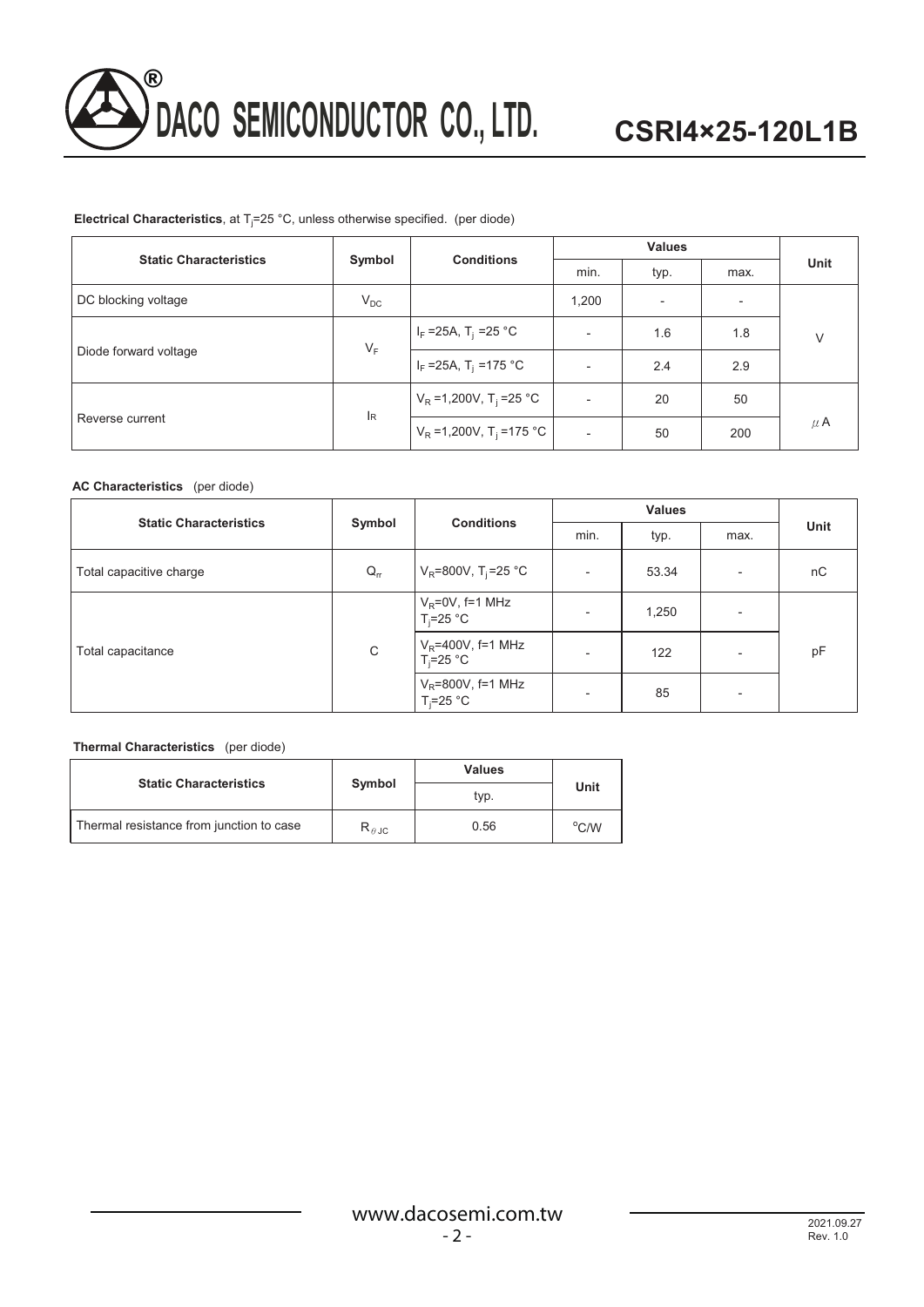**Electrical Characteristics**, at $T_j$=25 °C, unless otherwise specified. (per diode)

| Static Characteristics | Symbol | Conditions | Values | | | Unit |
|---|---|---|---|---|---|---|
| | | | min. | typ. | max. | |
| DC blocking voltage | $V_{DC}$ | | 1,200 | - | - | V |
| Diode forward voltage | $V_F$ | $I_F$ =25A, $T_j$ =25 °C | - | 1.6 | 1.8 | V |
| | | $I_F$ =25A, $T_j$ =175 °C | - | 2.4 | 2.9 | V |
| Reverse current | $I_R$ | $V_R$ =1,200V, $T_j$ =25 °C | - | 20 | 50 | $\mu$A |
| | | $V_R$ =1,200V, $T_j$ =175 °C | - | 50 | 200 | $\mu$A |

**AC Characteristics** (per diode)

| Static Characteristics | Symbol | Conditions | Values | | | Unit |
|---|---|---|---|---|---|---|
| | | | min. | typ. | max. | |
| Total capacitive charge | $Q_{rr}$ | $V_R$=800V, $T_j$=25 °C | - | 53.34 | - | nC |
| Total capacitance | C | $V_R$=0V, f=1 MHz $T_j$=25 °C | - | 1,250 | - | pF |
| | | $V_R$=400V, f=1 MHz $T_j$=25 °C | - | 122 | - | pF |
| | | $V_R$=800V, f=1 MHz $T_j$=25 °C | - | 85 | - | pF |

**Thermal Characteristics** (per diode)

| Static Characteristics | Symbol | Values | Unit |
|---|---|---|---|
| | | typ. | |
| Thermal resistance from junction to case | $R_{\theta JC}$ | 0.56 | °C/W |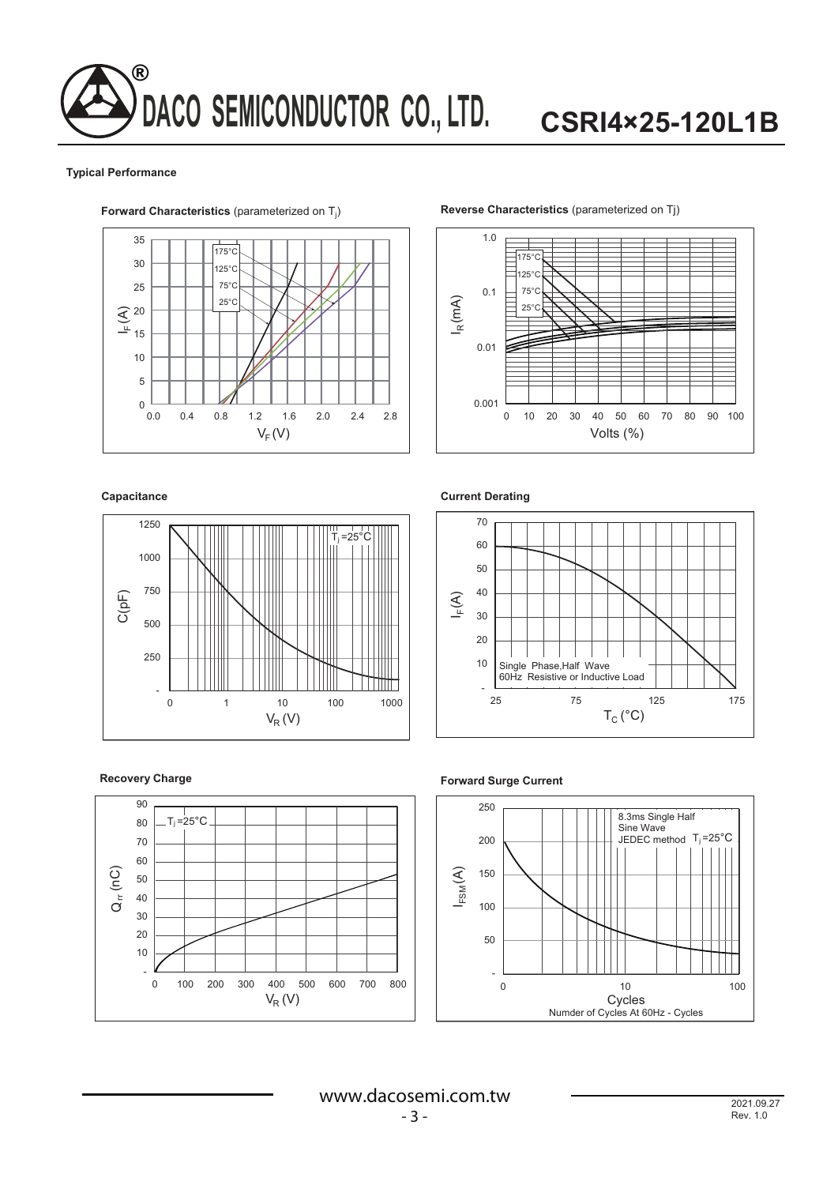### Typical Performance

**Forward Characteristics** (parameterized on $T_j$)

**Reverse Characteristics** (parameterized on Tj)

**Capacitance**

**Current Derating**

**Recovery Charge**

**Forward Surge Current**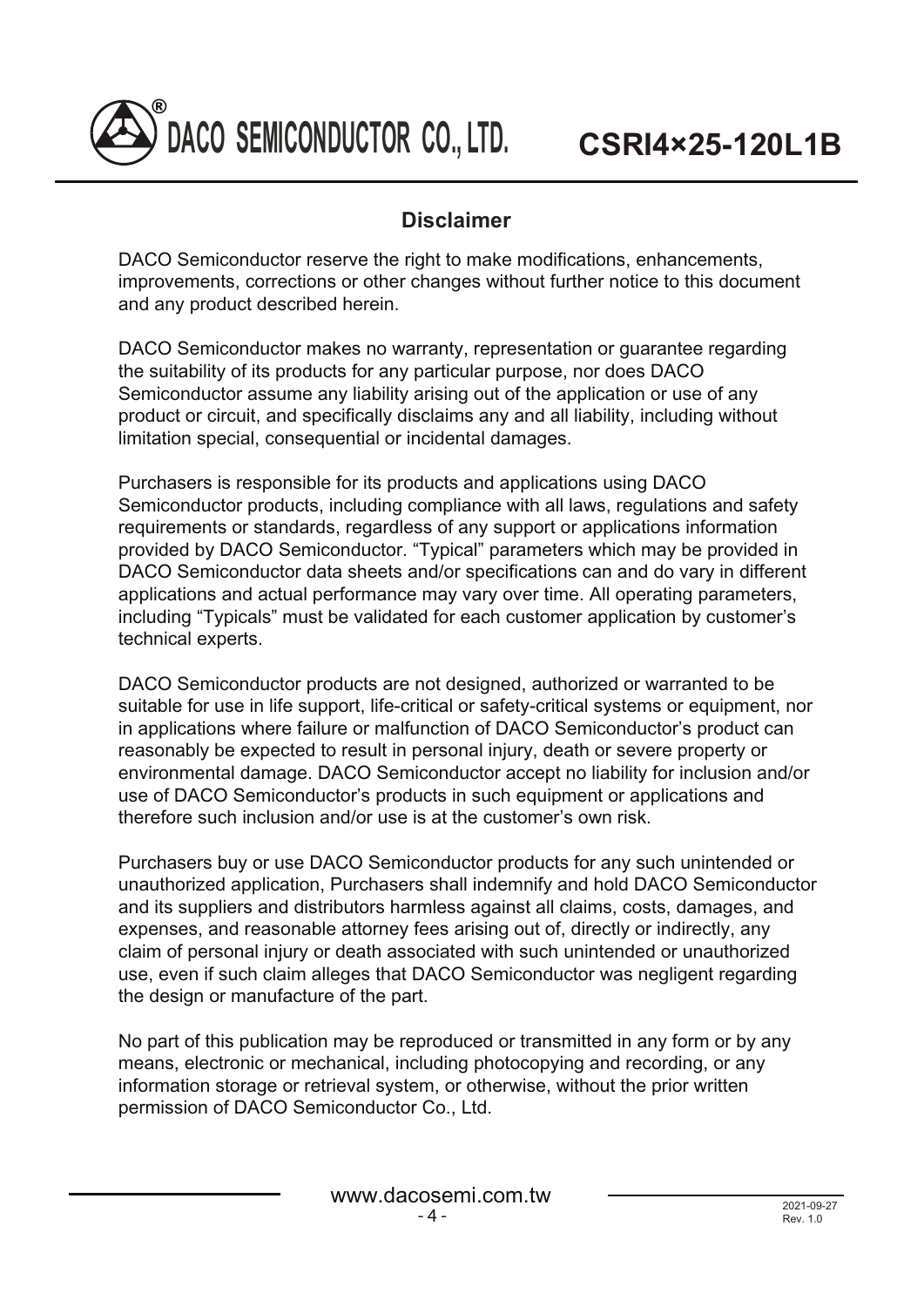## Disclaimer

DACO Semiconductor reserve the right to make modifications, enhancements, improvements, corrections or other changes without further notice to this document and any product described herein.

DACO Semiconductor makes no warranty, representation or guarantee regarding the suitability of its products for any particular purpose, nor does DACO Semiconductor assume any liability arising out of the application or use of any product or circuit, and specifically disclaims any and all liability, including without limitation special, consequential or incidental damages.

Purchasers is responsible for its products and applications using DACO Semiconductor products, including compliance with all laws, regulations and safety requirements or standards, regardless of any support or applications information provided by DACO Semiconductor. “Typical” parameters which may be provided in DACO Semiconductor data sheets and/or specifications can and do vary in different applications and actual performance may vary over time. All operating parameters, including “Typicals” must be validated for each customer application by customer’s technical experts.

DACO Semiconductor products are not designed, authorized or warranted to be suitable for use in life support, life-critical or safety-critical systems or equipment, nor in applications where failure or malfunction of DACO Semiconductor’s product can reasonably be expected to result in personal injury, death or severe property or environmental damage. DACO Semiconductor accept no liability for inclusion and/or use of DACO Semiconductor’s products in such equipment or applications and therefore such inclusion and/or use is at the customer’s own risk.

Purchasers buy or use DACO Semiconductor products for any such unintended or unauthorized application, Purchasers shall indemnify and hold DACO Semiconductor and its suppliers and distributors harmless against all claims, costs, damages, and expenses, and reasonable attorney fees arising out of, directly or indirectly, any claim of personal injury or death associated with such unintended or unauthorized use, even if such claim alleges that DACO Semiconductor was negligent regarding the design or manufacture of the part.

No part of this publication may be reproduced or transmitted in any form or by any means, electronic or mechanical, including photocopying and recording, or any information storage or retrieval system, or otherwise, without the prior written permission of DACO Semiconductor Co., Ltd.